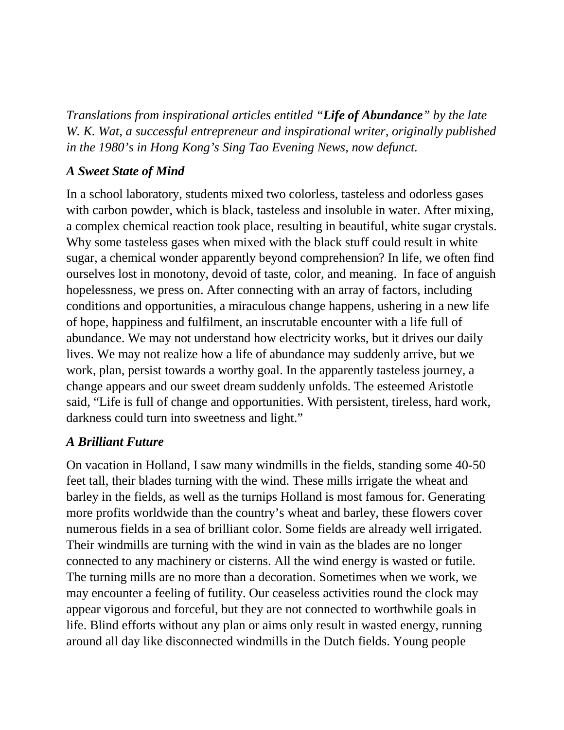*Translations from inspirational articles entitled "**Life of Abundance**" by the late W. K. Wat, a successful entrepreneur and inspirational writer, originally published in the 1980's in Hong Kong's Sing Tao Evening News, now defunct.*

### *A Sweet State of Mind*

In a school laboratory, students mixed two colorless, tasteless and odorless gases with carbon powder, which is black, tasteless and insoluble in water. After mixing, a complex chemical reaction took place, resulting in beautiful, white sugar crystals. Why some tasteless gases when mixed with the black stuff could result in white sugar, a chemical wonder apparently beyond comprehension? In life, we often find ourselves lost in monotony, devoid of taste, color, and meaning. In face of anguish hopelessness, we press on. After connecting with an array of factors, including conditions and opportunities, a miraculous change happens, ushering in a new life of hope, happiness and fulfilment, an inscrutable encounter with a life full of abundance. We may not understand how electricity works, but it drives our daily lives. We may not realize how a life of abundance may suddenly arrive, but we work, plan, persist towards a worthy goal. In the apparently tasteless journey, a change appears and our sweet dream suddenly unfolds. The esteemed Aristotle said, "Life is full of change and opportunities. With persistent, tireless, hard work, darkness could turn into sweetness and light."

### *A Brilliant Future*

On vacation in Holland, I saw many windmills in the fields, standing some 40-50 feet tall, their blades turning with the wind. These mills irrigate the wheat and barley in the fields, as well as the turnips Holland is most famous for. Generating more profits worldwide than the country's wheat and barley, these flowers cover numerous fields in a sea of brilliant color. Some fields are already well irrigated. Their windmills are turning with the wind in vain as the blades are no longer connected to any machinery or cisterns. All the wind energy is wasted or futile. The turning mills are no more than a decoration. Sometimes when we work, we may encounter a feeling of futility. Our ceaseless activities round the clock may appear vigorous and forceful, but they are not connected to worthwhile goals in life. Blind efforts without any plan or aims only result in wasted energy, running around all day like disconnected windmills in the Dutch fields. Young people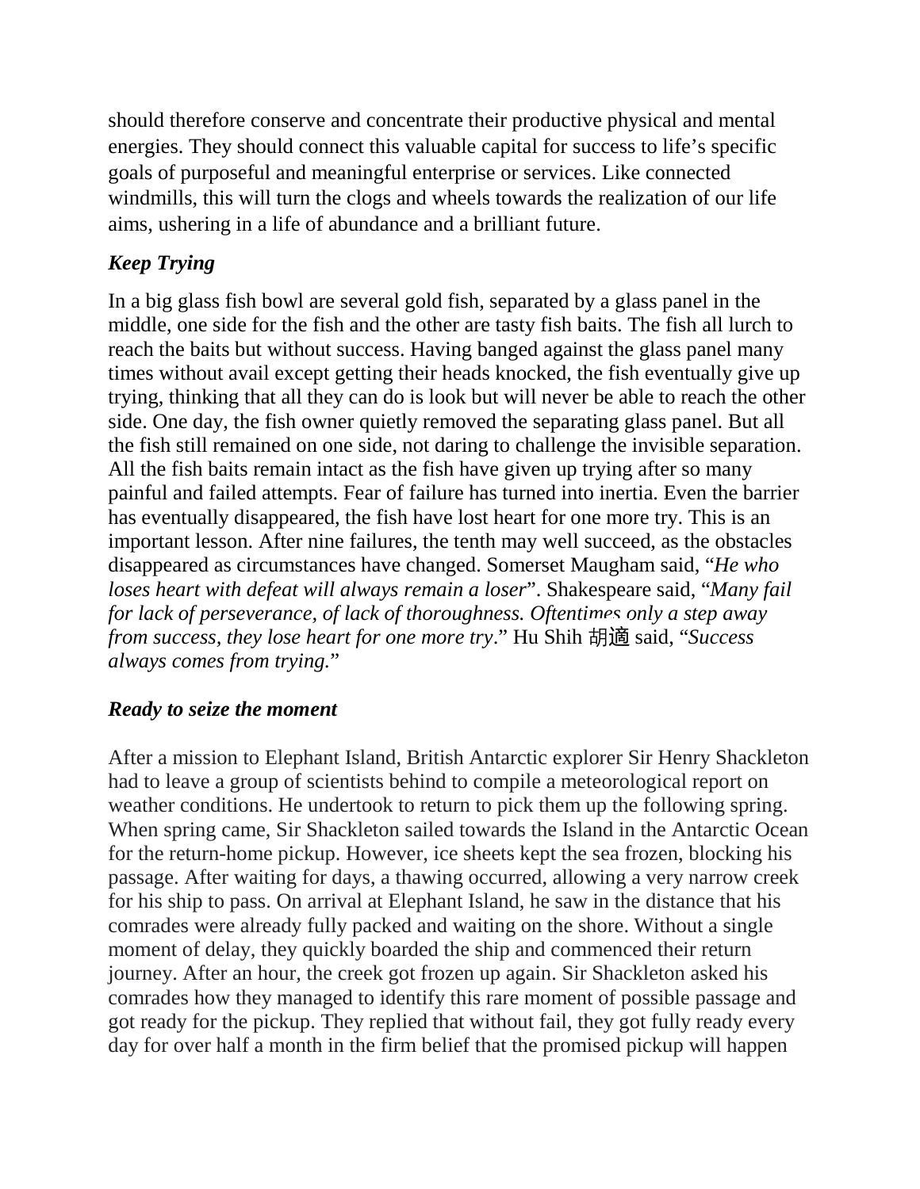should therefore conserve and concentrate their productive physical and mental energies. They should connect this valuable capital for success to life's specific goals of purposeful and meaningful enterprise or services. Like connected windmills, this will turn the clogs and wheels towards the realization of our life aims, ushering in a life of abundance and a brilliant future.

### *Keep Trying*

In a big glass fish bowl are several gold fish, separated by a glass panel in the middle, one side for the fish and the other are tasty fish baits. The fish all lurch to reach the baits but without success. Having banged against the glass panel many times without avail except getting their heads knocked, the fish eventually give up trying, thinking that all they can do is look but will never be able to reach the other side. One day, the fish owner quietly removed the separating glass panel. But all the fish still remained on one side, not daring to challenge the invisible separation. All the fish baits remain intact as the fish have given up trying after so many painful and failed attempts. Fear of failure has turned into inertia. Even the barrier has eventually disappeared, the fish have lost heart for one more try. This is an important lesson. After nine failures, the tenth may well succeed, as the obstacles disappeared as circumstances have changed. Somerset Maugham said, "*He who loses heart with defeat will always remain a loser*". Shakespeare said, "*Many fail for lack of perseverance, of lack of thoroughness. Oftentimes only a step away from success, they lose heart for one more try*." Hu Shih 胡適 said, "*Success always comes from trying.*"

### *Ready to seize the moment*

After a mission to Elephant Island, British Antarctic explorer Sir Henry Shackleton had to leave a group of scientists behind to compile a meteorological report on weather conditions. He undertook to return to pick them up the following spring. When spring came, Sir Shackleton sailed towards the Island in the Antarctic Ocean for the return-home pickup. However, ice sheets kept the sea frozen, blocking his passage. After waiting for days, a thawing occurred, allowing a very narrow creek for his ship to pass. On arrival at Elephant Island, he saw in the distance that his comrades were already fully packed and waiting on the shore. Without a single moment of delay, they quickly boarded the ship and commenced their return journey. After an hour, the creek got frozen up again. Sir Shackleton asked his comrades how they managed to identify this rare moment of possible passage and got ready for the pickup. They replied that without fail, they got fully ready every day for over half a month in the firm belief that the promised pickup will happen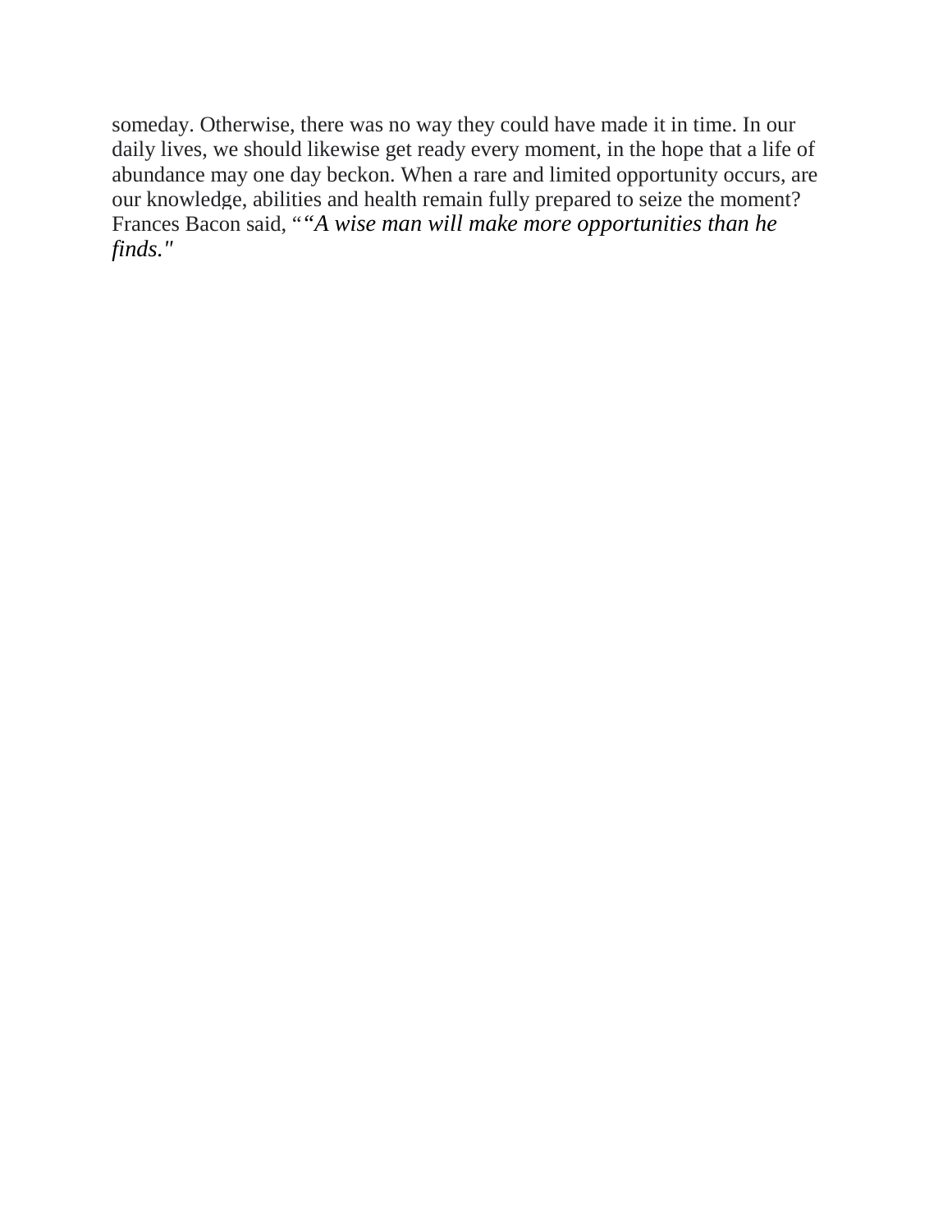someday. Otherwise, there was no way they could have made it in time. In our daily lives, we should likewise get ready every moment, in the hope that a life of abundance may one day beckon. When a rare and limited opportunity occurs, are our knowledge, abilities and health remain fully prepared to seize the moment? Frances Bacon said, "*"A wise man will make more opportunities than he finds."*